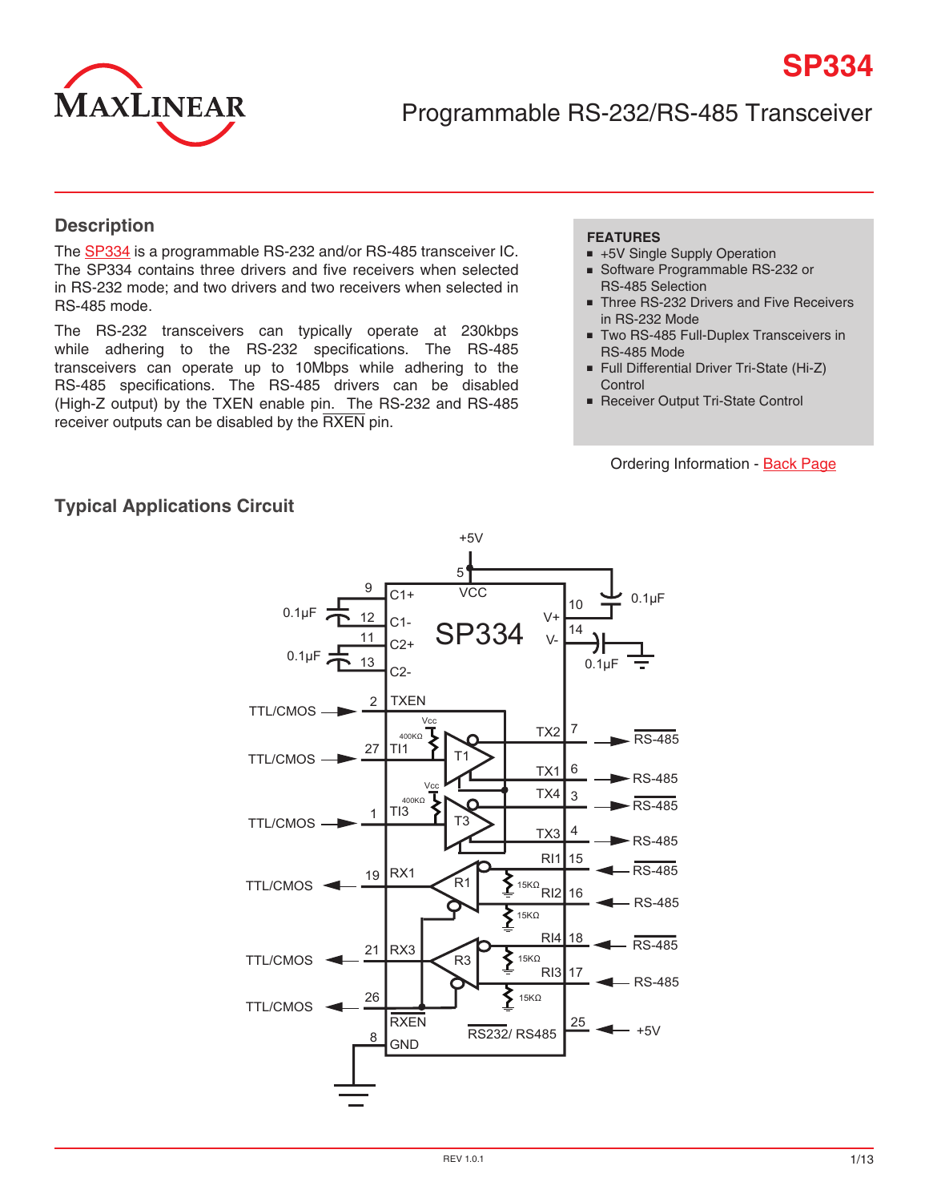# SP334

## Programmable RS-232/RS-485 Transceiver

## Description

The SP334 is a programmable RS-232 and/or RS-485 transceiver IC. The SP334 contains three drivers and five receivers when selected in RS-232 mode; and two drivers and two receivers when selected in RS-485 mode.

The RS-232 transceivers can typically operate at 230kbps while adhering to the RS-232 specifications. The RS-485 transceivers can operate up to 10Mbps while adhering to the RS-485 specifications. The RS-485 drivers can be disabled (High-Z output) by the TXEN enable pin. The RS-232 and RS-485 receiver outputs can be disabled by the RXEN pin.

**FEATURES**

- +5V Single Supply Operation
- Software Programmable RS-232 or RS-485 Selection
- Three RS-232 Drivers and Five Receivers in RS-232 Mode
- Two RS-485 Full-Duplex Transceivers in RS-485 Mode
- Full Differential Driver Tri-State (Hi-Z) Control
- Receiver Output Tri-State Control

Ordering Information - Back Page

## Typical Applications Circuit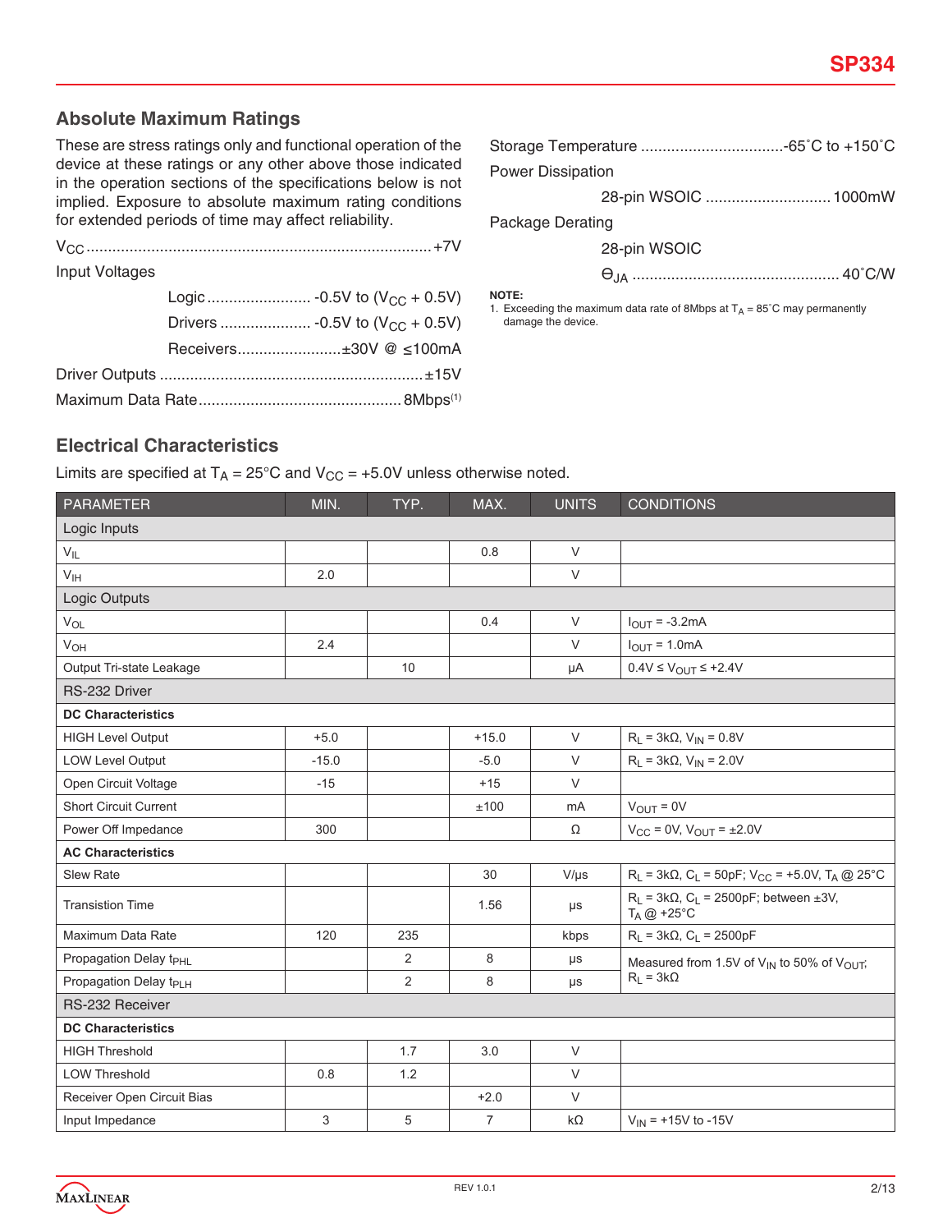## Absolute Maximum Ratings

These are stress ratings only and functional operation of the device at these ratings or any other above those indicated in the operation sections of the specifications below is not implied. Exposure to absolute maximum rating conditions for extended periods of time may affect reliability.

$V_{CC}$ ............................................................................... +7V

Input Voltages

- Logic ........................ -0.5V to ($V_{CC}$ + 0.5V)
- Drivers ..................... -0.5V to ($V_{CC}$ + 0.5V)
- Receivers........................±30V @ ≤100mA

Driver Outputs ............................................................ ±15V

Maximum Data Rate............................................... 8Mbps[1]

Storage Temperature .................................-65˚C to +150˚C

Power Dissipation

- 28-pin WSOIC ............................ 1000mW

Package Derating

- 28-pin WSOIC
- $\Theta_{JA}$ ............................................... 40˚C/W

**NOTE:**

1. Exceeding the maximum data rate of 8Mbps at $T_A$ = 85˚C may permanently damage the device.

## Electrical Characteristics

Limits are specified at $T_A$ = 25°C and $V_{CC}$ = +5.0V unless otherwise noted.

| PARAMETER | MIN. | TYP. | MAX. | UNITS | CONDITIONS |
|---|---|---|---|---|---|
| Logic Inputs | | | | | |
| $V_{IL}$ | | | 0.8 | V | |
| $V_{IH}$ | 2.0 | | | V | |
| Logic Outputs | | | | | |
| $V_{OL}$ | | | 0.4 | V | $I_{OUT}$ = -3.2mA |
| $V_{OH}$ | 2.4 | | | V | $I_{OUT}$ = 1.0mA |
| Output Tri-state Leakage | | 10 | | µA | 0.4V ≤ $V_{OUT}$ ≤ +2.4V |
| RS-232 Driver | | | | | |
| **DC Characteristics** | | | | | |
| HIGH Level Output | +5.0 | | +15.0 | V | $R_L$ = 3kΩ, $V_{IN}$ = 0.8V |
| LOW Level Output | -15.0 | | -5.0 | V | $R_L$ = 3kΩ, $V_{IN}$ = 2.0V |
| Open Circuit Voltage | -15 | | +15 | V | |
| Short Circuit Current | | | ±100 | mA | $V_{OUT}$ = 0V |
| Power Off Impedance | 300 | | | Ω | $V_{CC}$ = 0V, $V_{OUT}$ = ±2.0V |
| **AC Characteristics** | | | | | |
| Slew Rate | | | 30 | V/µs | $R_L$ = 3kΩ, $C_L$ = 50pF; $V_{CC}$ = +5.0V, $T_A$ @ 25°C |
| Transition Time | | | 1.56 | µs | $R_L$ = 3kΩ, $C_L$ = 2500pF; between ±3V, $T_A$ @ +25°C |
| Maximum Data Rate | 120 | 235 | | kbps | $R_L$ = 3kΩ, $C_L$ = 2500pF |
| Propagation Delay $t_{PHL}$ | | 2 | 8 | µs | Measured from 1.5V of $V_{IN}$ to 50% of $V_{OUT}$; $R_L$ = 3kΩ |
| Propagation Delay $t_{PLH}$ | | 2 | 8 | µs | |
| RS-232 Receiver | | | | | |
| **DC Characteristics** | | | | | |
| HIGH Threshold | | 1.7 | 3.0 | V | |
| LOW Threshold | 0.8 | 1.2 | | V | |
| Receiver Open Circuit Bias | | | +2.0 | V | |
| Input Impedance | 3 | 5 | 7 | kΩ | $V_{IN}$ = +15V to -15V |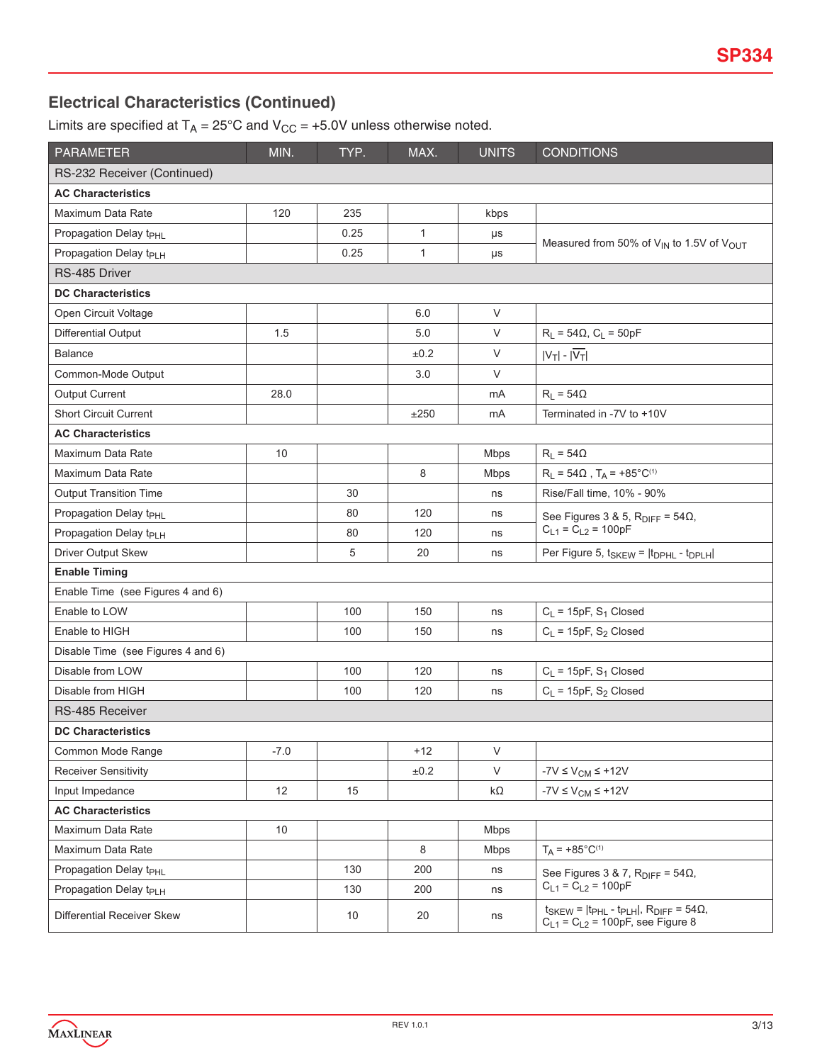## Electrical Characteristics (Continued)

Limits are specified at $T_A$ = 25°C and $V_{CC}$ = +5.0V unless otherwise noted.

| PARAMETER | MIN. | TYP. | MAX. | UNITS | CONDITIONS |
|---|---|---|---|---|---|
| RS-232 Receiver (Continued) | | | | | |
| **AC Characteristics** | | | | | |
| Maximum Data Rate | 120 | 235 | | kbps | |
| Propagation Delay $t_{PHL}$ | | 0.25 | 1 | µs | Measured from 50% of $V_{IN}$ to 1.5V of $V_{OUT}$ |
| Propagation Delay $t_{PLH}$ | | 0.25 | 1 | µs | |
| RS-485 Driver | | | | | |
| **DC Characteristics** | | | | | |
| Open Circuit Voltage | | | 6.0 | V | |
| Differential Output | 1.5 | | 5.0 | V | $R_L$ = 54Ω, $C_L$ = 50pF |
| Balance | | | ±0.2 | V | $\lvert V_T \rvert - \lvert \overline{V_T} \rvert$ |
| Common-Mode Output | | | 3.0 | V | |
| Output Current | 28.0 | | | mA | $R_L$ = 54Ω |
| Short Circuit Current | | | ±250 | mA | Terminated in -7V to +10V |
| **AC Characteristics** | | | | | |
| Maximum Data Rate | 10 | | | Mbps | $R_L$ = 54Ω |
| Maximum Data Rate | | | 8 | Mbps | $R_L$ = 54Ω , $T_A$ = +85°C[1] |
| Output Transition Time | | 30 | | ns | Rise/Fall time, 10% - 90% |
| Propagation Delay $t_{PHL}$ | | 80 | 120 | ns | See Figures 3 & 5, $R_{DIFF}$ = 54Ω, $C_{L1}$ = $C_{L2}$ = 100pF |
| Propagation Delay $t_{PLH}$ | | 80 | 120 | ns | |
| Driver Output Skew | | 5 | 20 | ns | Per Figure 5, $t_{SKEW} = \lvert t_{DPHL} - t_{DPLH} \rvert$ |
| **Enable Timing** | | | | | |
| Enable Time (see Figures 4 and 6) | | | | | |
| Enable to LOW | | 100 | 150 | ns | $C_L$ = 15pF, $S_1$ Closed |
| Enable to HIGH | | 100 | 150 | ns | $C_L$ = 15pF, $S_2$ Closed |
| Disable Time (see Figures 4 and 6) | | | | | |
| Disable from LOW | | 100 | 120 | ns | $C_L$ = 15pF, $S_1$ Closed |
| Disable from HIGH | | 100 | 120 | ns | $C_L$ = 15pF, $S_2$ Closed |
| RS-485 Receiver | | | | | |
| **DC Characteristics** | | | | | |
| Common Mode Range | -7.0 | | +12 | V | |
| Receiver Sensitivity | | | ±0.2 | V | $-7V \le V_{CM} \le +12V$ |
| Input Impedance | 12 | 15 | | kΩ | $-7V \le V_{CM} \le +12V$ |
| **AC Characteristics** | | | | | |
| Maximum Data Rate | 10 | | | Mbps | |
| Maximum Data Rate | | | 8 | Mbps | $T_A$ = +85°C[1] |
| Propagation Delay $t_{PHL}$ | | 130 | 200 | ns | See Figures 3 & 7, $R_{DIFF}$ = 54Ω, $C_{L1}$ = $C_{L2}$ = 100pF |
| Propagation Delay $t_{PLH}$ | | 130 | 200 | ns | |
| Differential Receiver Skew | | 10 | 20 | ns | $t_{SKEW} = \lvert t_{PHL} - t_{PLH} \rvert$, $R_{DIFF}$ = 54Ω, $C_{L1}$ = $C_{L2}$ = 100pF, see Figure 8 |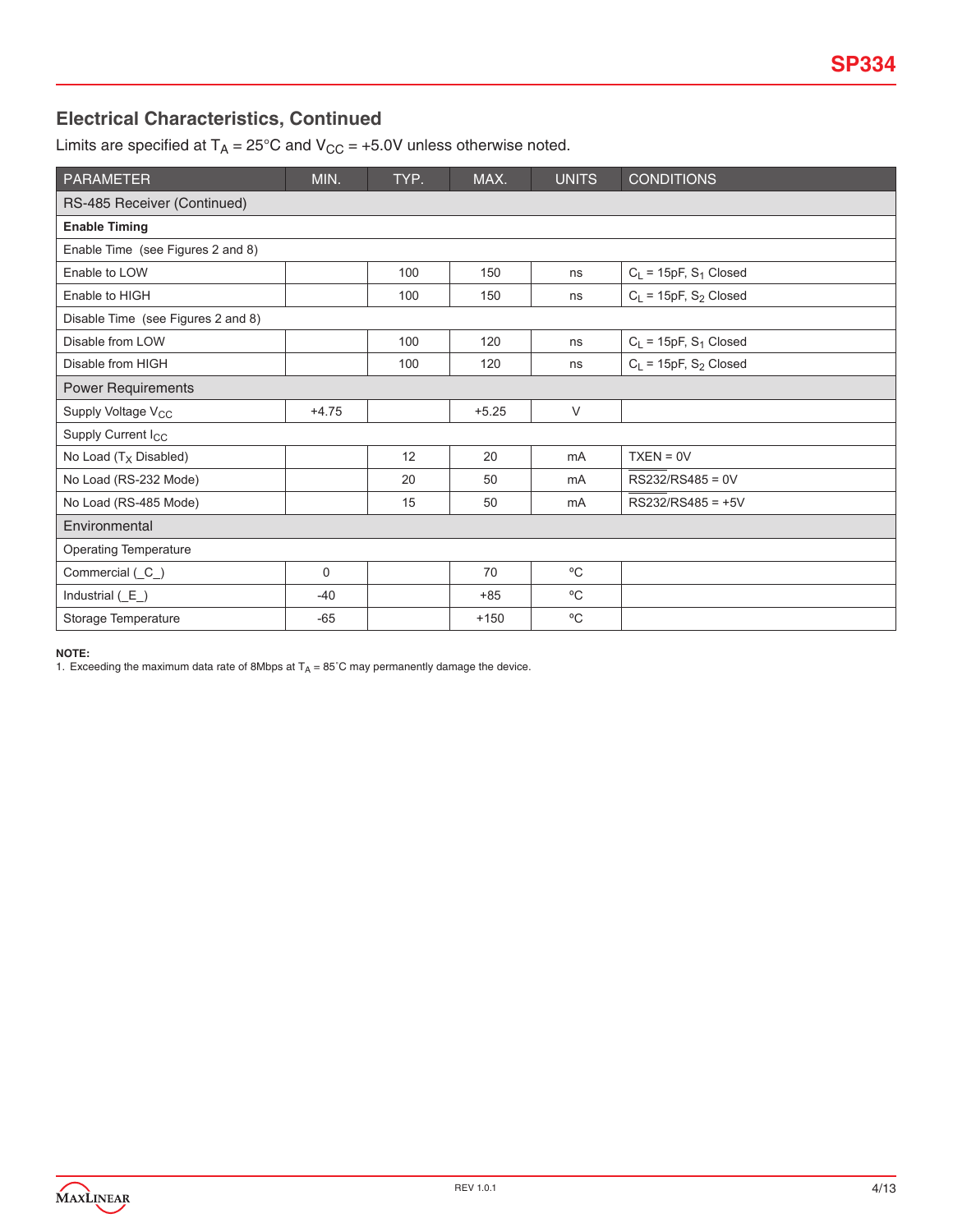## Electrical Characteristics, Continued

Limits are specified at $T_A$ = 25°C and $V_{CC}$ = +5.0V unless otherwise noted.

| PARAMETER | MIN. | TYP. | MAX. | UNITS | CONDITIONS |
|---|---|---|---|---|---|
| RS-485 Receiver (Continued) | | | | | |
| **Enable Timing** | | | | | |
| Enable Time (see Figures 2 and 8) | | | | | |
| Enable to LOW | | 100 | 150 | ns | $C_L$ = 15pF, $S_1$ Closed |
| Enable to HIGH | | 100 | 150 | ns | $C_L$ = 15pF, $S_2$ Closed |
| Disable Time (see Figures 2 and 8) | | | | | |
| Disable from LOW | | 100 | 120 | ns | $C_L$ = 15pF, $S_1$ Closed |
| Disable from HIGH | | 100 | 120 | ns | $C_L$ = 15pF, $S_2$ Closed |
| Power Requirements | | | | | |
| Supply Voltage $V_{CC}$ | +4.75 | | +5.25 | V | |
| Supply Current $I_{CC}$ | | | | | |
| No Load ($T_X$ Disabled) | | 12 | 20 | mA | TXEN = 0V |
| No Load (RS-232 Mode) | | 20 | 50 | mA | $\overline{\text{RS232}}$/RS485 = 0V |
| No Load (RS-485 Mode) | | 15 | 50 | mA | $\overline{\text{RS232}}$/RS485 = +5V |
| Environmental | | | | | |
| Operating Temperature | | | | | |
| Commercial (_C_) | 0 | | 70 | °C | |
| Industrial (_E_) | -40 | | +85 | °C | |
| Storage Temperature | -65 | | +150 | °C | |

**NOTE:**
1. Exceeding the maximum data rate of 8Mbps at $T_A$ = 85˚C may permanently damage the device.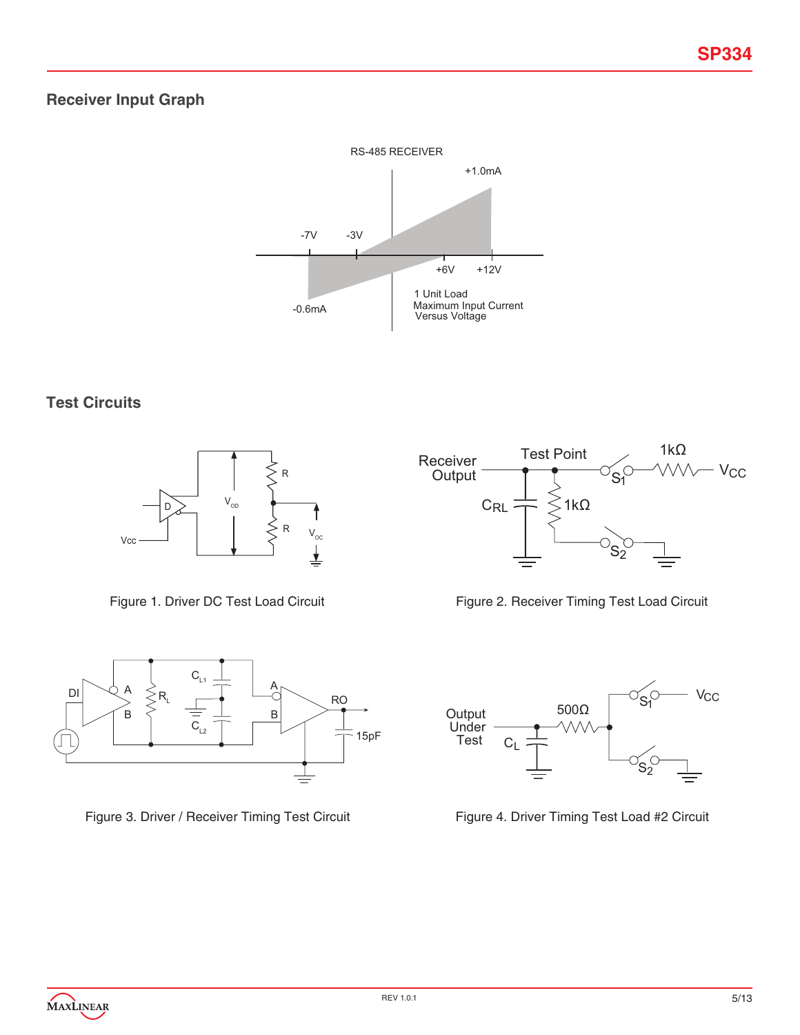## Receiver Input Graph

RS-485 RECEIVER

+1.0mA

-7V -3V

+6V +12V

-0.6mA

1 Unit Load
Maximum Input Current
Versus Voltage

## Test Circuits

Figure 1. Driver DC Test Load Circuit

Figure 2. Receiver Timing Test Load Circuit

Figure 3. Driver / Receiver Timing Test Circuit

Figure 4. Driver Timing Test Load #2 Circuit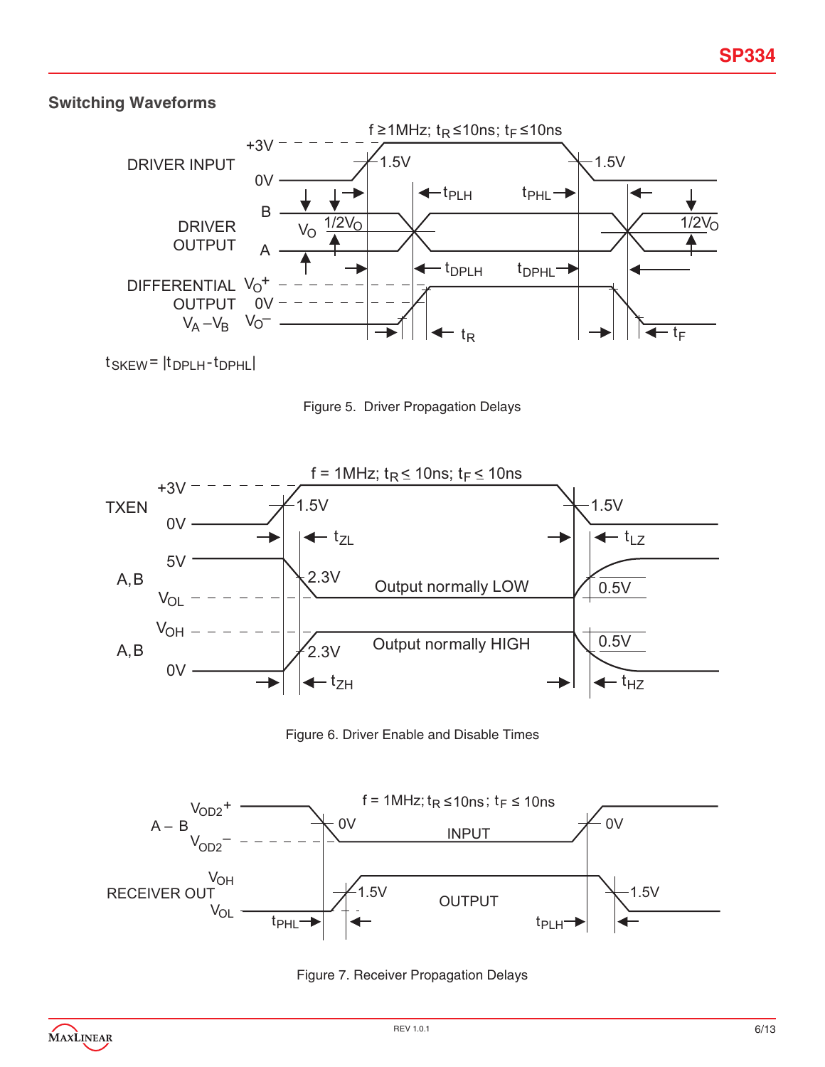## Switching Waveforms

$f \geq 1MHz$; $t_R \leq 10ns$; $t_F \leq 10ns$

DRIVER INPUT +3V 0V 1.5V 1.5V

DRIVER OUTPUT B A $V_O$ $1/2V_O$ $t_{PLH}$ $t_{PHL}$

DIFFERENTIAL OUTPUT $V_A - V_B$ $V_O^+$ 0V $V_O^-$ $t_{DPLH}$ $t_{DPHL}$ $t_R$ $t_F$

$t_{SKEW} = |t_{DPLH} - t_{DPHL}|$

Figure 5. Driver Propagation Delays

$f = 1MHz$; $t_R \leq 10ns$; $t_F \leq 10ns$

TXEN +3V 0V 1.5V 1.5V $t_{ZL}$ $t_{LZ}$

A, B 5V $V_{OL}$ 2.3V Output normally LOW 0.5V

A, B $V_{OH}$ 0V 2.3V Output normally HIGH 0.5V $t_{ZH}$ $t_{HZ}$

Figure 6. Driver Enable and Disable Times

$f = 1MHz$; $t_R \leq 10ns$; $t_F \leq 10ns$

A – B $V_{OD2}^+$ $V_{OD2}^-$ 0V INPUT 0V

RECEIVER OUT $V_{OH}$ $V_{OL}$ 1.5V OUTPUT 1.5V $t_{PHL}$ $t_{PLH}$

Figure 7. Receiver Propagation Delays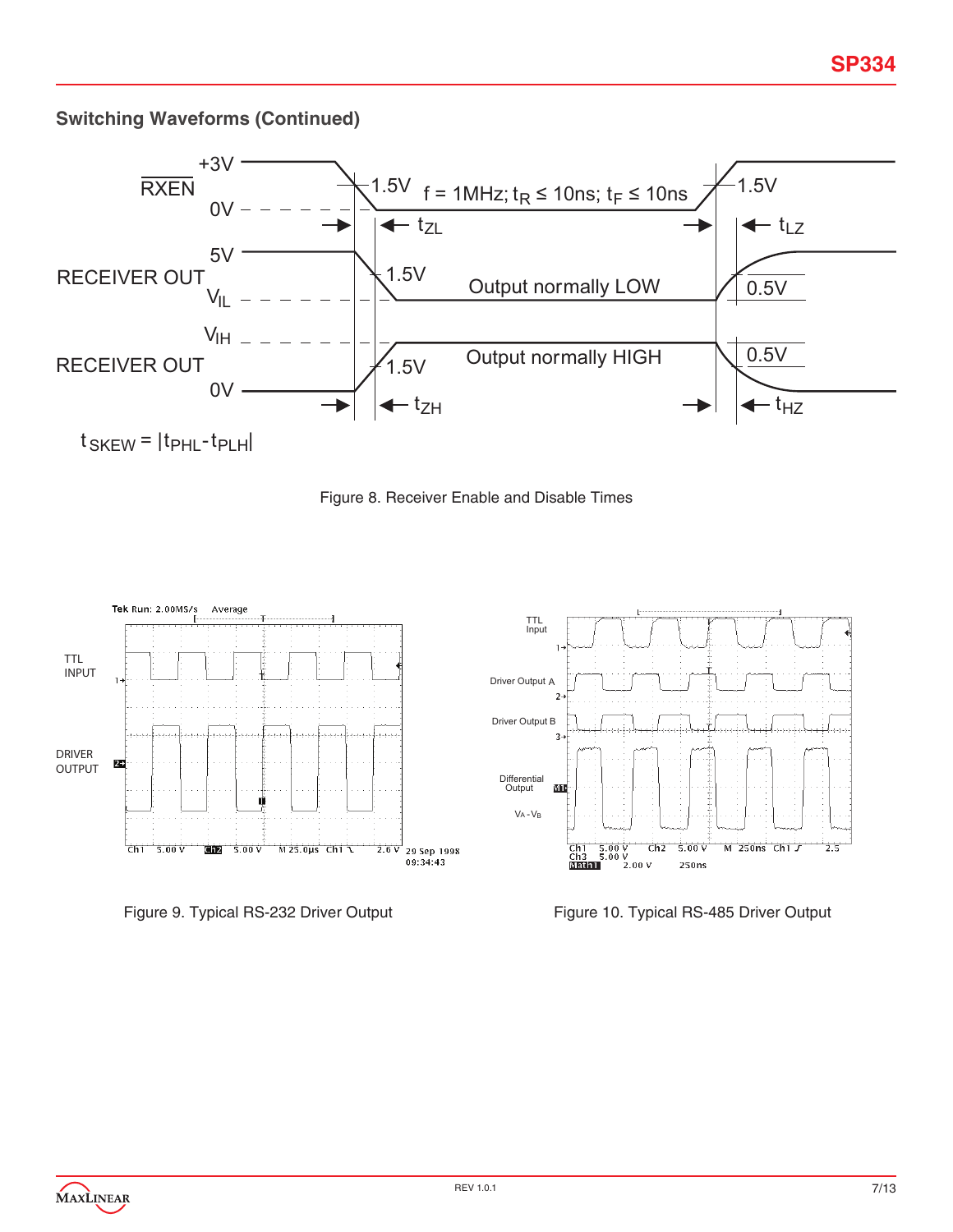## Switching Waveforms (Continued)

$\overline{RXEN}$: +3V, 0V; 1.5V; f = 1MHz; $t_R \leq 10ns$; $t_F \leq 10ns$; 1.5V

$t_{ZL}$, $t_{LZ}$

RECEIVER OUT: 5V, $V_{IL}$; 1.5V; Output normally LOW; 0.5V

RECEIVER OUT: $V_{IH}$, 0V; 1.5V; Output normally HIGH; 0.5V

$t_{ZH}$, $t_{HZ}$

$t_{SKEW} = |t_{PHL} - t_{PLH}|$

Figure 8. Receiver Enable and Disable Times

Figure 9. Typical RS-232 Driver Output

Figure 10. Typical RS-485 Driver Output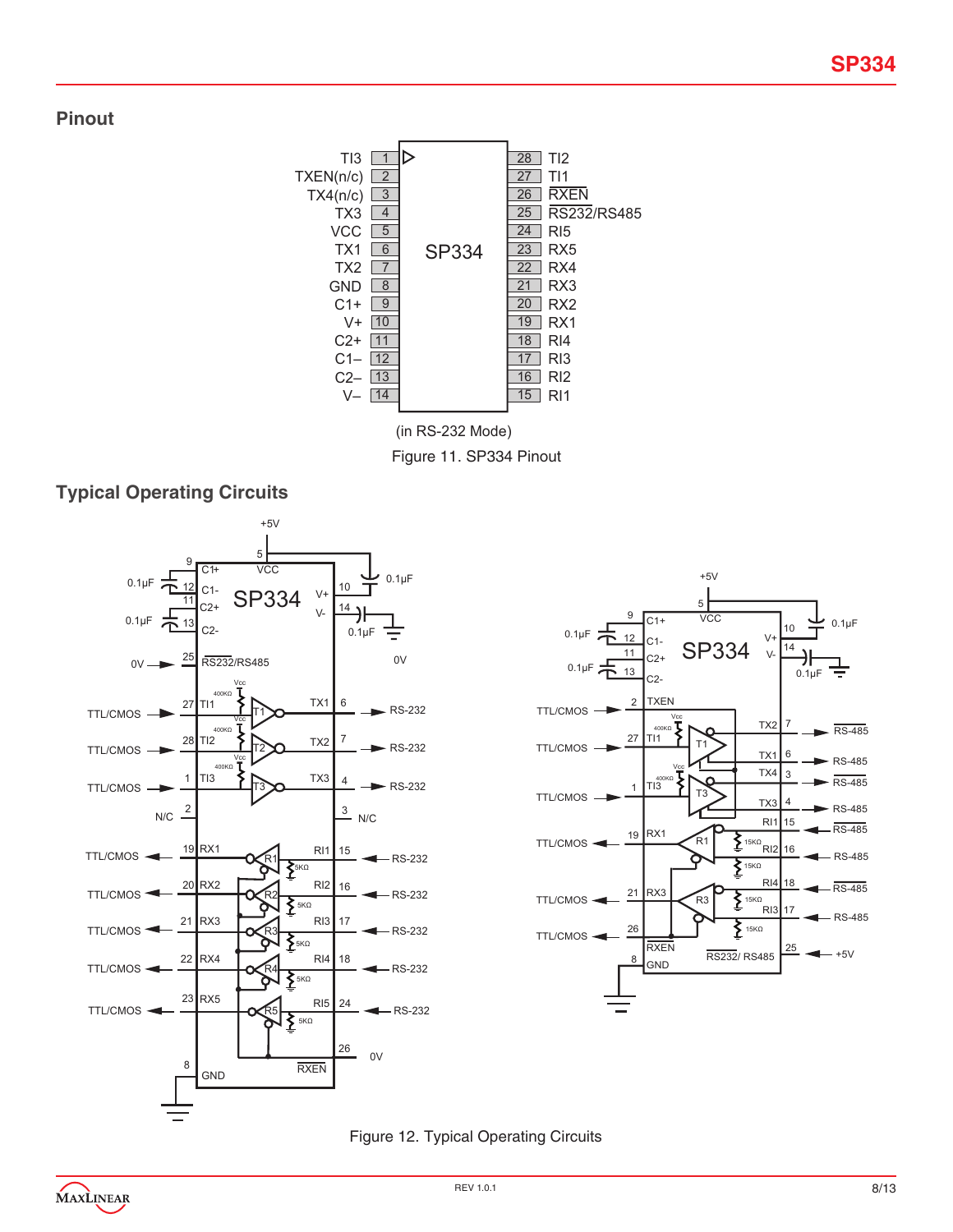## Pinout

| Pin | Name | Pin | Name |
|---|---|---|---|
| 1 | TI3 | 28 | TI2 |
| 2 | TXEN(n/c) | 27 | TI1 |
| 3 | TX4(n/c) | 26 | $\overline{RXEN}$ |
| 4 | TX3 | 25 | $\overline{RS232}$/RS485 |
| 5 | VCC | 24 | RI5 |
| 6 | TX1 | 23 | RX5 |
| 7 | TX2 | 22 | RX4 |
| 8 | GND | 21 | RX3 |
| 9 | C1+ | 20 | RX2 |
| 10 | V+ | 19 | RX1 |
| 11 | C2+ | 18 | RI4 |
| 12 | C1– | 17 | RI3 |
| 13 | C2– | 16 | RI2 |
| 14 | V– | 15 | RI1 |

(in RS-232 Mode)

Figure 11. SP334 Pinout

## Typical Operating Circuits

Figure 12. Typical Operating Circuits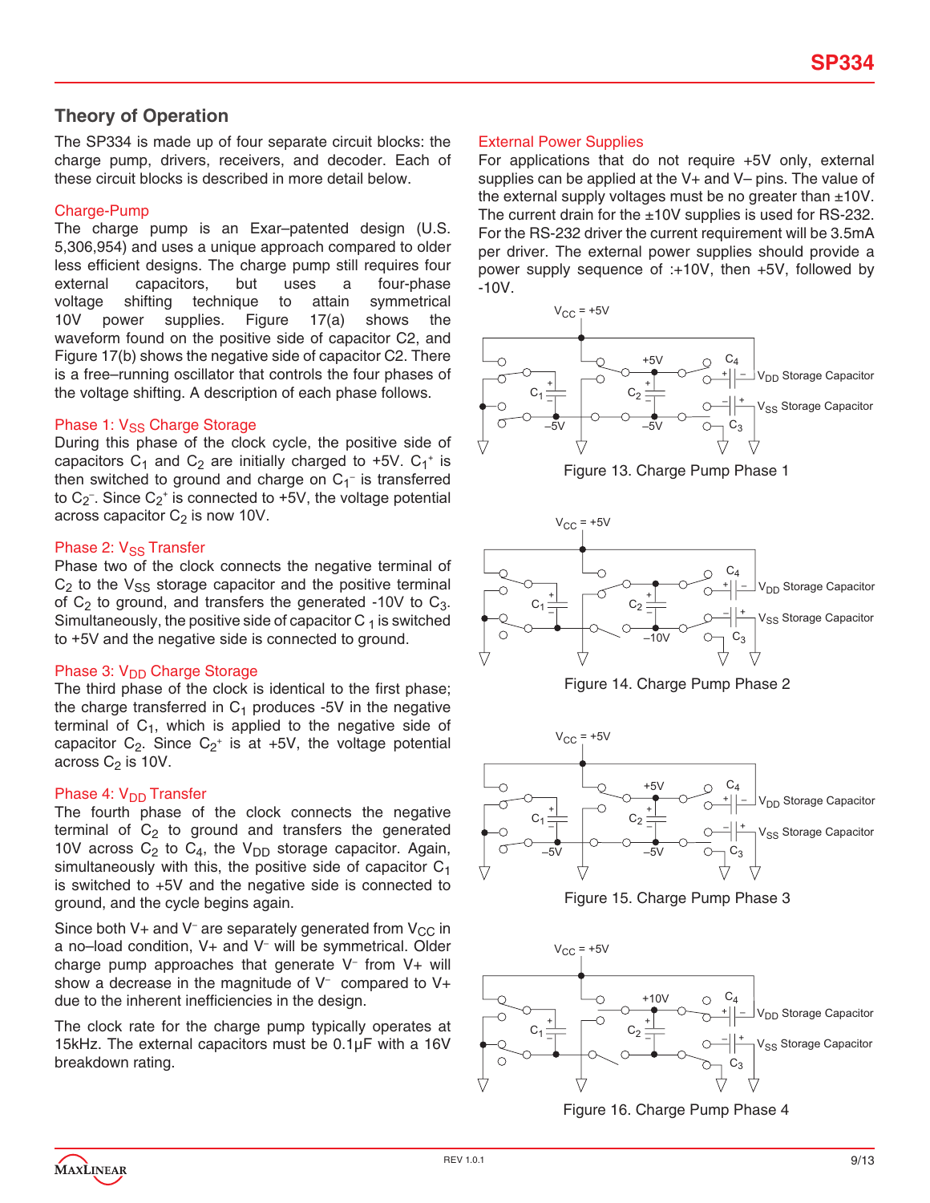## Theory of Operation

The SP334 is made up of four separate circuit blocks: the charge pump, drivers, receivers, and decoder. Each of these circuit blocks is described in more detail below.

### Charge-Pump

The charge pump is an Exar–patented design (U.S. 5,306,954) and uses a unique approach compared to older less efficient designs. The charge pump still requires four external capacitors, but uses a four-phase voltage shifting technique to attain symmetrical 10V power supplies. Figure 17(a) shows the waveform found on the positive side of capacitor C2, and Figure 17(b) shows the negative side of capacitor C2. There is a free–running oscillator that controls the four phases of the voltage shifting. A description of each phase follows.

### Phase 1: $V_{SS}$ Charge Storage

During this phase of the clock cycle, the positive side of capacitors $C_1$ and $C_2$ are initially charged to +5V. $C_1^+$ is then switched to ground and charge on $C_1^-$ is transferred to $C_2^-$. Since $C_2^+$ is connected to +5V, the voltage potential across capacitor $C_2$ is now 10V.

### Phase 2: $V_{SS}$ Transfer

Phase two of the clock connects the negative terminal of $C_2$ to the $V_{SS}$ storage capacitor and the positive terminal of $C_2$ to ground, and transfers the generated -10V to $C_3$. Simultaneously, the positive side of capacitor $C_1$ is switched to +5V and the negative side is connected to ground.

### Phase 3: $V_{DD}$ Charge Storage

The third phase of the clock is identical to the first phase; the charge transferred in $C_1$ produces -5V in the negative terminal of $C_1$, which is applied to the negative side of capacitor $C_2$. Since $C_2^+$ is at +5V, the voltage potential across $C_2$ is 10V.

### Phase 4: $V_{DD}$ Transfer

The fourth phase of the clock connects the negative terminal of $C_2$ to ground and transfers the generated 10V across $C_2$ to $C_4$, the $V_{DD}$ storage capacitor. Again, simultaneously with this, the positive side of capacitor $C_1$ is switched to +5V and the negative side is connected to ground, and the cycle begins again.

Since both V+ and V⁻ are separately generated from $V_{CC}$ in a no–load condition, V+ and V⁻ will be symmetrical. Older charge pump approaches that generate V⁻ from V+ will show a decrease in the magnitude of V⁻ compared to V+ due to the inherent inefficiencies in the design.

The clock rate for the charge pump typically operates at 15kHz. The external capacitors must be 0.1µF with a 16V breakdown rating.

### External Power Supplies

For applications that do not require +5V only, external supplies can be applied at the V+ and V– pins. The value of the external supply voltages must be no greater than ±10V. The current drain for the ±10V supplies is used for RS-232. For the RS-232 driver the current requirement will be 3.5mA per driver. The external power supplies should provide a power supply sequence of :+10V, then +5V, followed by -10V.

Figure 13. Charge Pump Phase 1

Figure 14. Charge Pump Phase 2

Figure 15. Charge Pump Phase 3

Figure 16. Charge Pump Phase 4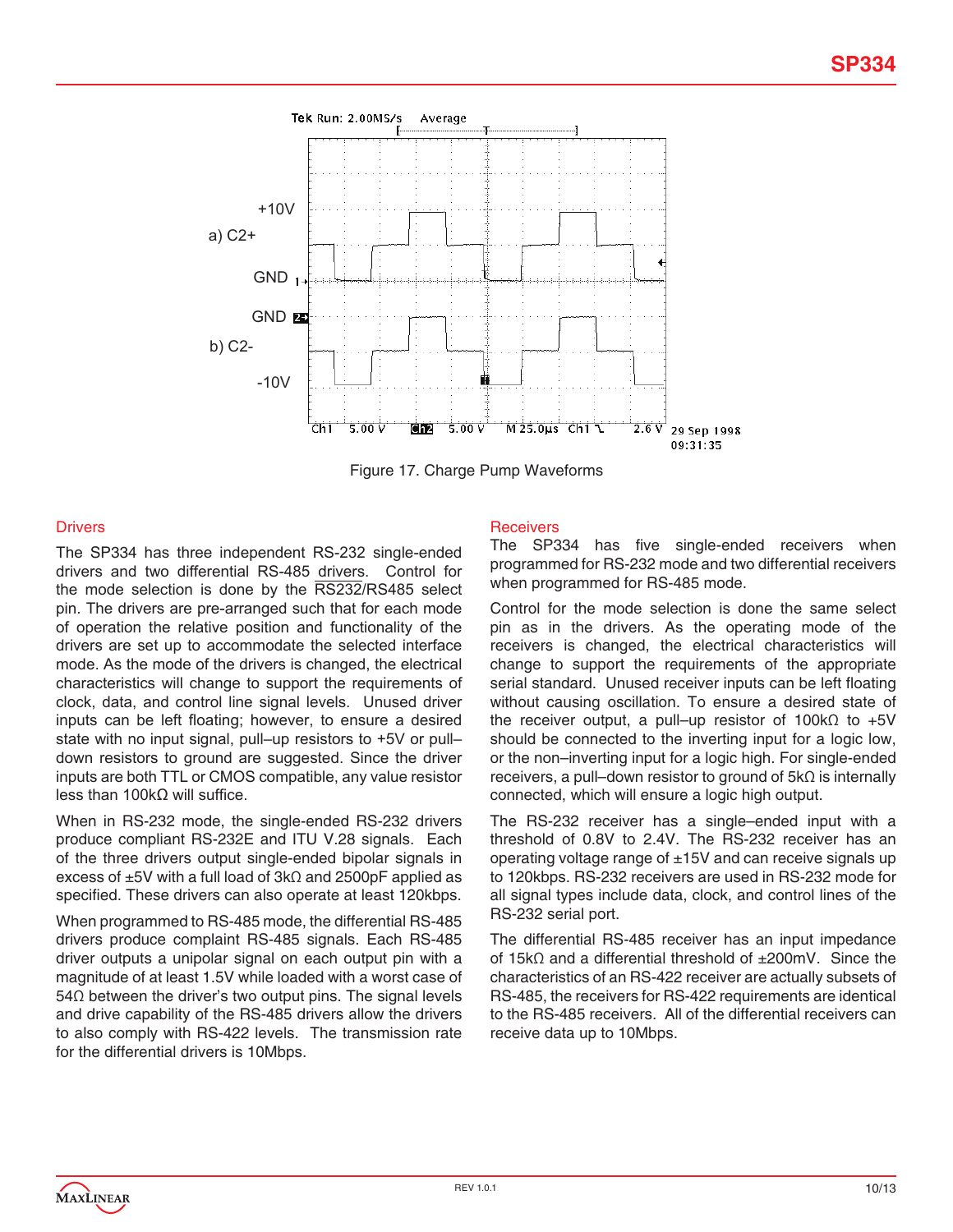Figure 17. Charge Pump Waveforms

## Drivers

The SP334 has three independent RS-232 single-ended drivers and two differential RS-485 drivers. Control for the mode selection is done by the $\overline{\text{RS232}}$/RS485 select pin. The drivers are pre-arranged such that for each mode of operation the relative position and functionality of the drivers are set up to accommodate the selected interface mode. As the mode of the drivers is changed, the electrical characteristics will change to support the requirements of clock, data, and control line signal levels. Unused driver inputs can be left floating; however, to ensure a desired state with no input signal, pull–up resistors to +5V or pull–down resistors to ground are suggested. Since the driver inputs are both TTL or CMOS compatible, any value resistor less than 100kΩ will suffice.

When in RS-232 mode, the single-ended RS-232 drivers produce compliant RS-232E and ITU V.28 signals. Each of the three drivers output single-ended bipolar signals in excess of ±5V with a full load of 3kΩ and 2500pF applied as specified. These drivers can also operate at least 120kbps.

When programmed to RS-485 mode, the differential RS-485 drivers produce complaint RS-485 signals. Each RS-485 driver outputs a unipolar signal on each output pin with a magnitude of at least 1.5V while loaded with a worst case of 54Ω between the driver's two output pins. The signal levels and drive capability of the RS-485 drivers allow the drivers to also comply with RS-422 levels. The transmission rate for the differential drivers is 10Mbps.

## Receivers

The SP334 has five single-ended receivers when programmed for RS-232 mode and two differential receivers when programmed for RS-485 mode.

Control for the mode selection is done the same select pin as in the drivers. As the operating mode of the receivers is changed, the electrical characteristics will change to support the requirements of the appropriate serial standard. Unused receiver inputs can be left floating without causing oscillation. To ensure a desired state of the receiver output, a pull–up resistor of 100kΩ to +5V should be connected to the inverting input for a logic low, or the non–inverting input for a logic high. For single-ended receivers, a pull–down resistor to ground of 5kΩ is internally connected, which will ensure a logic high output.

The RS-232 receiver has a single–ended input with a threshold of 0.8V to 2.4V. The RS-232 receiver has an operating voltage range of ±15V and can receive signals up to 120kbps. RS-232 receivers are used in RS-232 mode for all signal types include data, clock, and control lines of the RS-232 serial port.

The differential RS-485 receiver has an input impedance of 15kΩ and a differential threshold of ±200mV. Since the characteristics of an RS-422 receiver are actually subsets of RS-485, the receivers for RS-422 requirements are identical to the RS-485 receivers. All of the differential receivers can receive data up to 10Mbps.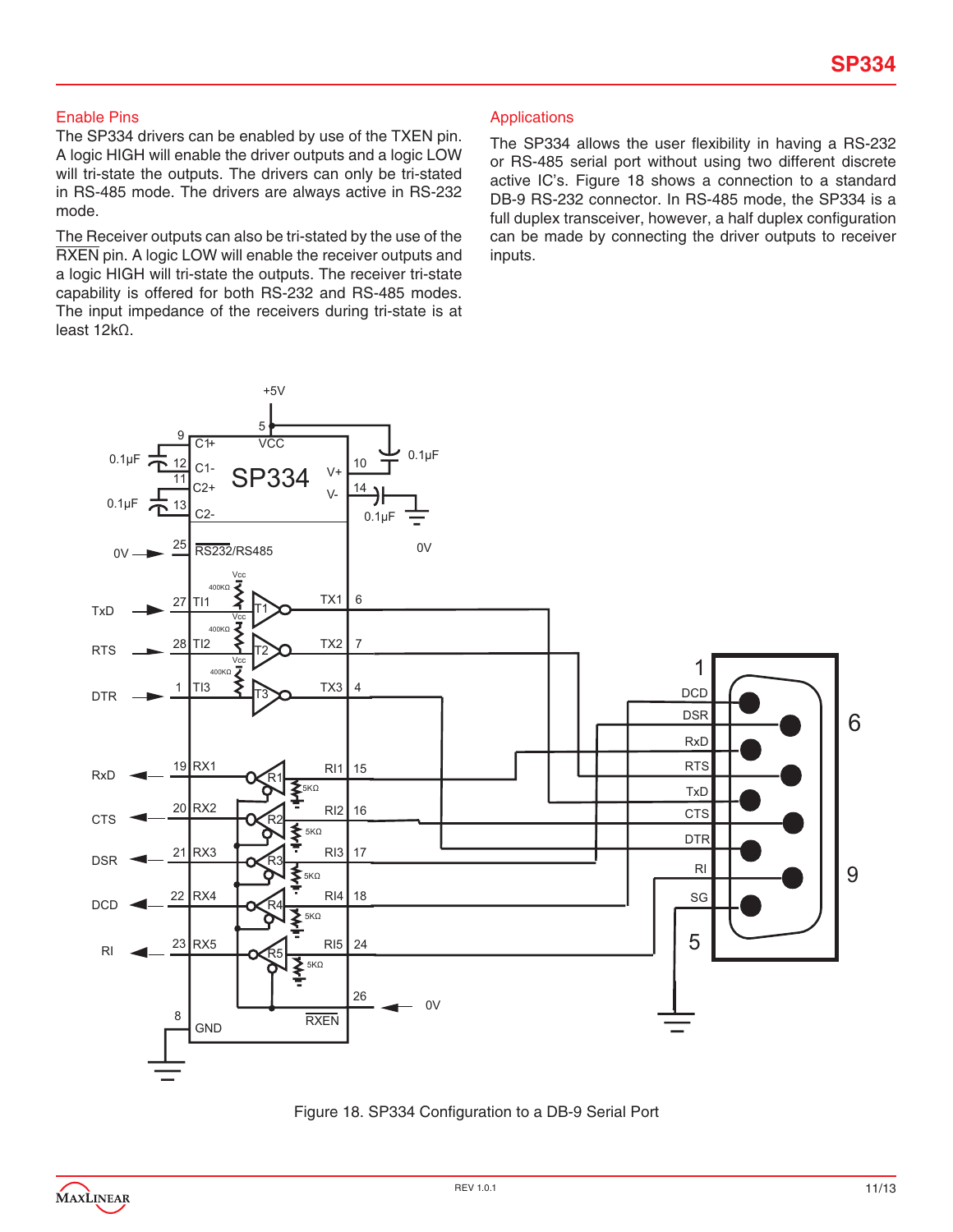## Enable Pins

The SP334 drivers can be enabled by use of the TXEN pin. A logic HIGH will enable the driver outputs and a logic LOW will tri-state the outputs. The drivers can only be tri-stated in RS-485 mode. The drivers are always active in RS-232 mode.

The Receiver outputs can also be tri-stated by the use of the RXEN pin. A logic LOW will enable the receiver outputs and a logic HIGH will tri-state the outputs. The receiver tri-state capability is offered for both RS-232 and RS-485 modes. The input impedance of the receivers during tri-state is at least 12kΩ.

## Applications

The SP334 allows the user flexibility in having a RS-232 or RS-485 serial port without using two different discrete active IC's. Figure 18 shows a connection to a standard DB-9 RS-232 connector. In RS-485 mode, the SP334 is a full duplex transceiver, however, a half duplex configuration can be made by connecting the driver outputs to receiver inputs.

Figure 18. SP334 Configuration to a DB-9 Serial Port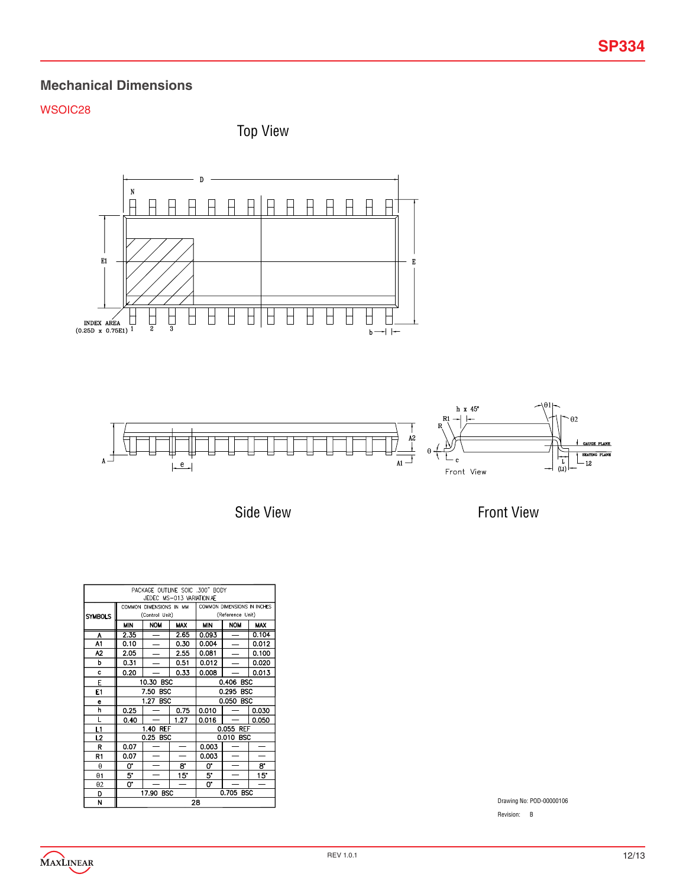## Mechanical Dimensions

WSOIC28

Top View

Side View

Front View

| SYMBOLS | COMMON DIMENSIONS IN MM (Control Unit) | | | COMMON DIMENSIONS IN INCHES (Reference Unit) | | |
|---|---|---|---|---|---|---|
| | MIN | NOM | MAX | MIN | NOM | MAX |
| A | 2.35 | — | 2.65 | 0.093 | — | 0.104 |
| A1 | 0.10 | — | 0.30 | 0.004 | — | 0.012 |
| A2 | 2.05 | — | 2.55 | 0.081 | — | 0.100 |
| b | 0.31 | — | 0.51 | 0.012 | — | 0.020 |
| c | 0.20 | — | 0.33 | 0.008 | — | 0.013 |
| E | 10.30 BSC | | | 0.406 BSC | | |
| E1 | 7.50 BSC | | | 0.295 BSC | | |
| e | 1.27 BSC | | | 0.050 BSC | | |
| h | 0.25 | — | 0.75 | 0.010 | — | 0.030 |
| L | 0.40 | — | 1.27 | 0.016 | — | 0.050 |
| L1 | 1.40 REF | | | 0.055 REF | | |
| L2 | 0.25 BSC | | | 0.010 BSC | | |
| R | 0.07 | — | — | 0.003 | — | — |
| R1 | 0.07 | — | — | 0.003 | — | — |
| θ | 0° | — | 8° | 0° | — | 8° |
| θ1 | 5° | — | 15° | 5° | — | 15° |
| θ2 | 0° | — | — | 0° | — | — |
| D | 17.90 BSC | | | 0.705 BSC | | |
| N | 28 | | | | | |

PACKAGE OUTLINE SOIC .300" BODY JEDEC MS-013 VARIATION AE

Drawing No: POD-00000106

Revision: B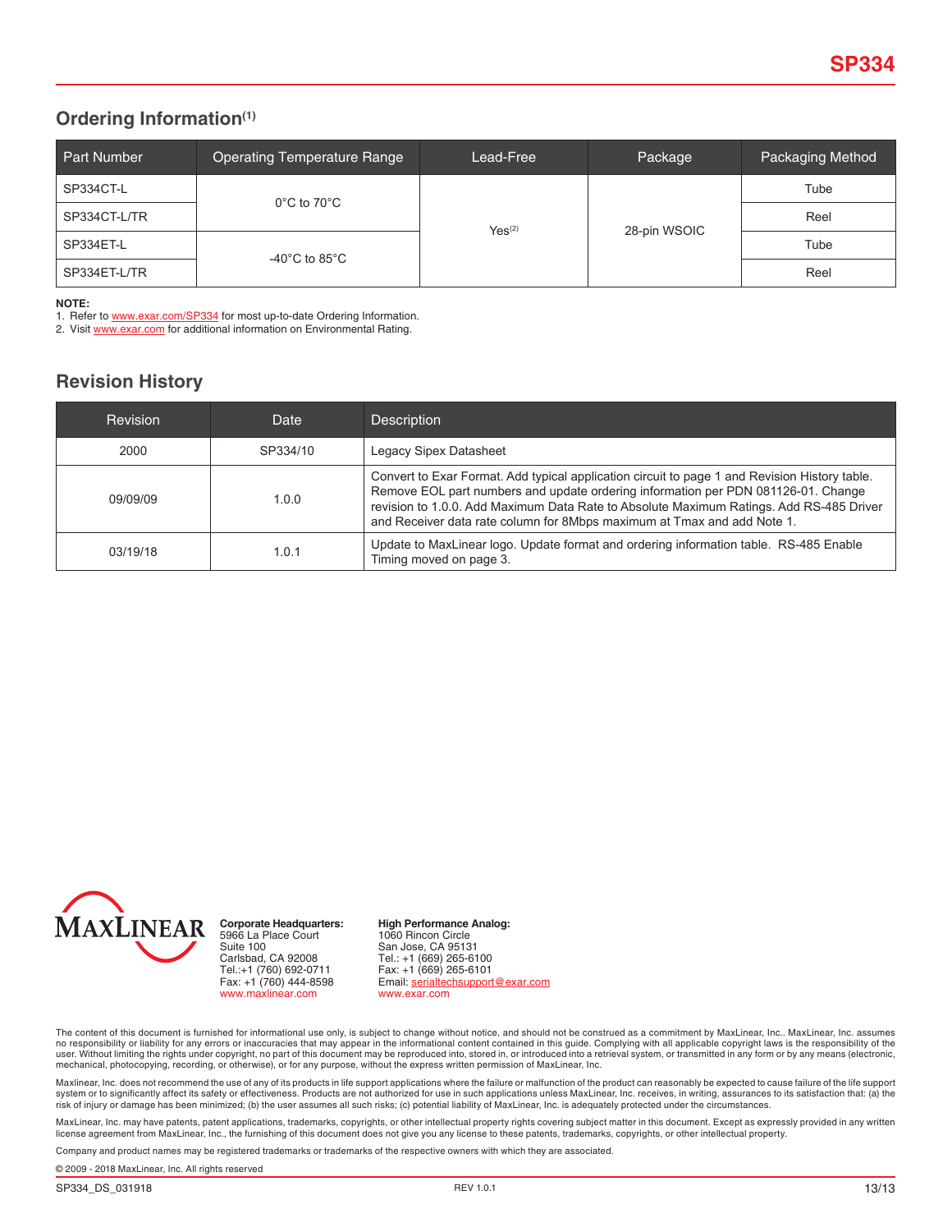## Ordering Information[1]

| Part Number | Operating Temperature Range | Lead-Free | Package | Packaging Method |
|---|---|---|---|---|
| SP334CT-L | 0°C to 70°C | Yes[2] | 28-pin WSOIC | Tube |
| SP334CT-L/TR | | | | Reel |
| SP334ET-L | -40°C to 85°C | | | Tube |
| SP334ET-L/TR | | | | Reel |

**NOTE:**

1. Refer to www.exar.com/SP334 for most up-to-date Ordering Information.
2. Visit www.exar.com for additional information on Environmental Rating.

## Revision History

| Revision | Date | Description |
|---|---|---|
| 2000 | SP334/10 | Legacy Sipex Datasheet |
| 09/09/09 | 1.0.0 | Convert to Exar Format. Add typical application circuit to page 1 and Revision History table. Remove EOL part numbers and update ordering information per PDN 081126-01. Change revision to 1.0.0. Add Maximum Data Rate to Absolute Maximum Ratings. Add RS-485 Driver and Receiver data rate column for 8Mbps maximum at Tmax and add Note 1. |
| 03/19/18 | 1.0.1 | Update to MaxLinear logo. Update format and ordering information table. RS-485 Enable Timing moved on page 3. |

MAXLINEAR

**Corporate Headquarters:**
5966 La Place Court
Suite 100
Carlsbad, CA 92008
Tel.:+1 (760) 692-0711
Fax: +1 (760) 444-8598
www.maxlinear.com

**High Performance Analog:**
1060 Rincon Circle
San Jose, CA 95131
Tel.: +1 (669) 265-6100
Fax: +1 (669) 265-6101
Email: serialtechsupport@exar.com
www.exar.com

The content of this document is furnished for informational use only, is subject to change without notice, and should not be construed as a commitment by MaxLinear, Inc.. MaxLinear, Inc. assumes no responsibility or liability for any errors or inaccuracies that may appear in the informational content contained in this guide. Complying with all applicable copyright laws is the responsibility of the user. Without limiting the rights under copyright, no part of this document may be reproduced into, stored in, or introduced into a retrieval system, or transmitted in any form or by any means (electronic, mechanical, photocopying, recording, or otherwise), or for any purpose, without the express written permission of MaxLinear, Inc.

Maxlinear, Inc. does not recommend the use of any of its products in life support applications where the failure or malfunction of the product can reasonably be expected to cause failure of the life support system or to significantly affect its safety or effectiveness. Products are not authorized for use in such applications unless MaxLinear, Inc. receives, in writing, assurances to its satisfaction that: (a) the risk of injury or damage has been minimized; (b) the user assumes all such risks; (c) potential liability of MaxLinear, Inc. is adequately protected under the circumstances.

MaxLinear, Inc. may have patents, patent applications, trademarks, copyrights, or other intellectual property rights covering subject matter in this document. Except as expressly provided in any written license agreement from MaxLinear, Inc., the furnishing of this document does not give you any license to these patents, trademarks, copyrights, or other intellectual property.

Company and product names may be registered trademarks or trademarks of the respective owners with which they are associated.

© 2009 - 2018 MaxLinear, Inc. All rights reserved

SP334_DS_031918 REV 1.0.1